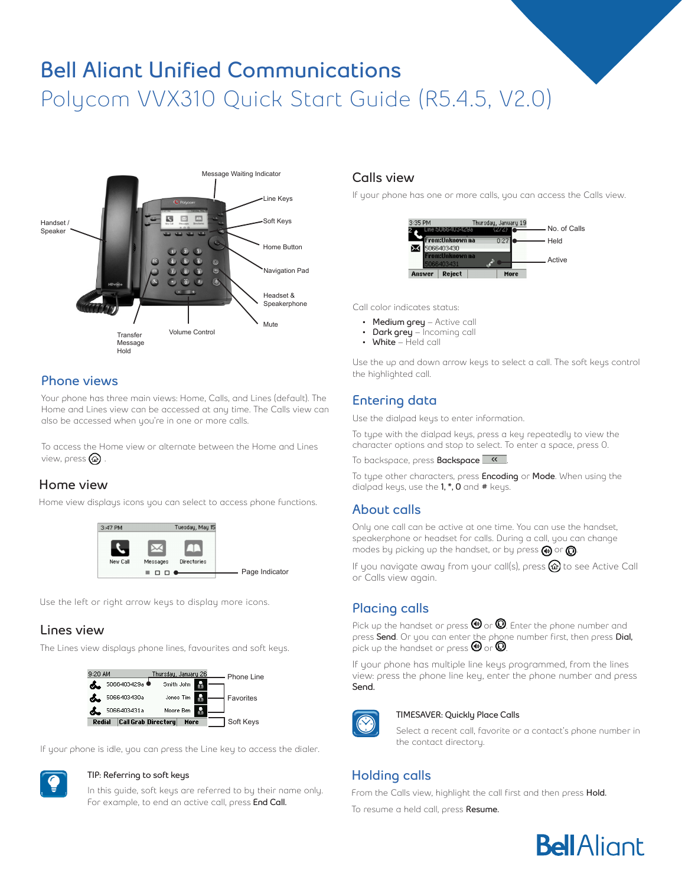# Bell Aliant Unified Communications

## Polycom VVX310 Quick Start Guide (R5.4.5, V2.0)

## Phone views

Your phone has three main views: Home, Calls, and Lines (default). The Home and Lines view can be accessed at any time. The Calls view can also be accessed when you're in one or more calls.

To access the Home view or alternate between the Home and Lines view, press .

### Home view

Home view displays icons you can select to access phone functions.

Use the left or right arrow keys to display more icons.

### Lines view

The Lines view displays phone lines, favourites and soft keys.

If your phone is idle, you can press the Line key to access the dialer.

**TIP: Referring to soft keys**

In this guide, soft keys are referred to by their name only. For example, to end an active call, press **End Call**.

### Calls view

If your phone has one or more calls, you can access the Calls view.

Call color indicates status:

- **Medium grey** – Active call
- **Dark grey** – Incoming call
- **White** – Held call

Use the up and down arrow keys to select a call. The soft keys control the highlighted call.

## Entering data

Use the dialpad keys to enter information.

To type with the dialpad keys, press a key repeatedly to view the character options and stop to select. To enter a space, press 0.

To backspace, press **Backspace** «.

To type other characters, press **Encoding** or **Mode**. When using the dialpad keys, use the **1**, **\***, **0** and **#** keys.

## About calls

Only one call can be active at one time. You can use the handset, speakerphone or headset for calls. During a call, you can change modes by picking up the handset, or by pressing  or .

If you navigate away from your call(s), press  to see Active Call or Calls view again.

## Placing calls

Pick up the handset or press  or . Enter the phone number and press **Send**. Or you can enter the phone number first, then press **Dial**, pick up the handset or press  or .

If your phone has multiple line keys programmed, from the lines view: press the phone line key, enter the phone number and press **Send**.

**TIMESAVER: Quickly Place Calls**

Select a recent call, favorite or a contact's phone number in the contact directory.

## Holding calls

From the Calls view, highlight the call first and then press **Hold**.

To resume a held call, press **Resume**.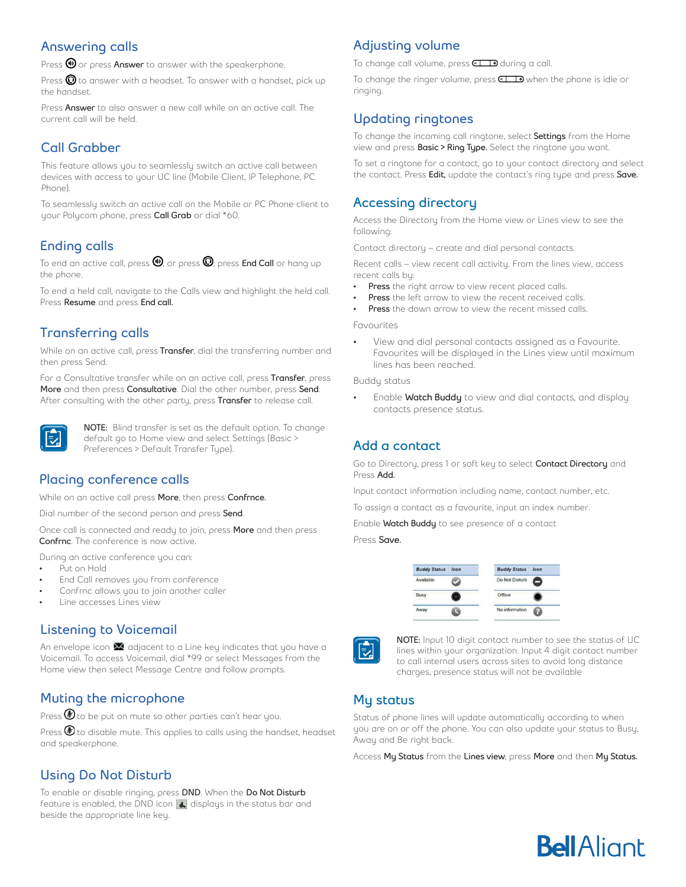## Answering calls

Press  or press **Answer** to answer with the speakerphone.

Press  to answer with a headset. To answer with a handset, pick up the handset.

Press **Answer** to also answer a new call while on an active call. The current call will be held.

## Call Grabber

This feature allows you to seamlessly switch an active call between devices with access to your UC line (Mobile Client, IP Telephone, PC Phone).

To seamlessly switch an active call on the Mobile or PC Phone client to your Polycom phone, press **Call Grab** or dial *60.

## Ending calls

To end an active call, press , or press , press **End Call** or hang up the phone.

To end a held call, navigate to the Calls view and highlight the held call. Press **Resume** and press **End call.**

## Transferring calls

While on an active call, press **Transfer**, dial the transferring number and then press Send.

For a Consultative transfer while on an active call, press **Transfer**, press **More** and then press **Consultative**. Dial the other number, press **Send**. After consulting with the other party, press **Transfer** to release call.

NOTE: Blind transfer is set as the default option. To change default go to Home view and select Settings (Basic > Preferences > Default Transfer Type).

## Placing conference calls

While on an active call press **More**, then press **Confrnce.**

Dial number of the second person and press **Send**.

Once call is connected and ready to join, press **More** and then press **Confrnc**. The conference is now active.

During an active conference you can:

- Put on Hold
- End Call removes you from conference
- Confrnc allows you to join another caller
- Line accesses Lines view

## Listening to Voicemail

An envelope icon  adjacent to a Line key indicates that you have a Voicemail. To access Voicemail, dial *99 or select Messages from the Home view then select Message Centre and follow prompts.

## Muting the microphone

Press  to be put on mute so other parties can't hear you.

Press  to disable mute. This applies to calls using the handset, headset and speakerphone.

## Using Do Not Disturb

To enable or disable ringing, press **DND**. When the **Do Not Disturb** feature is enabled, the DND icon  displays in the status bar and beside the appropriate line key.

## Adjusting volume

To change call volume, press  during a call.

To change the ringer volume, press  when the phone is idle or ringing.

## Updating ringtones

To change the incoming call ringtone, select **Settings** from the Home view and press **Basic > Ring Type.** Select the ringtone you want.

To set a ringtone for a contact, go to your contact directory and select the contact. Press **Edit,** update the contact's ring type and press **Save.**

## Accessing directory

Access the Directory from the Home view or Lines view to see the following:

Contact directory – create and dial personal contacts.

Recent calls – view recent call activity. From the lines view, access recent calls by:

- **Press** the right arrow to view recent placed calls.
- **Press** the left arrow to view the recent received calls.
- **Press** the down arrow to view the recent missed calls.

Favourites

- View and dial personal contacts assigned as a Favourite. Favourites will be displayed in the Lines view until maximum lines has been reached.

Buddy status

- Enable **Watch Buddy** to view and dial contacts, and display contacts presence status.

## Add a contact

Go to Directory, press 1 or soft key to select **Contact Directory** and Press **Add.**

Input contact information including name, contact number, etc.

To assign a contact as a favourite, input an index number.

Enable **Watch Buddy** to see presence of a contact

Press **Save.**

| Buddy Status | Icon |
|---|---|
| Available | |
| Busy | |
| Away | |

| Buddy Status | Icon |
|---|---|
| Do Not Disturb | |
| Offline | |
| No information | |

NOTE: Input 10 digit contact number to see the status of UC lines within your organization. Input 4 digit contact number to call internal users across sites to avoid long distance charges, presence status will not be available

## My status

Status of phone lines will update automatically according to when you are on or off the phone. You can also update your status to Busy, Away and Be right back.

Access **My Status** from the **Lines view**, press **More** and then **My Status.**

BellAliant